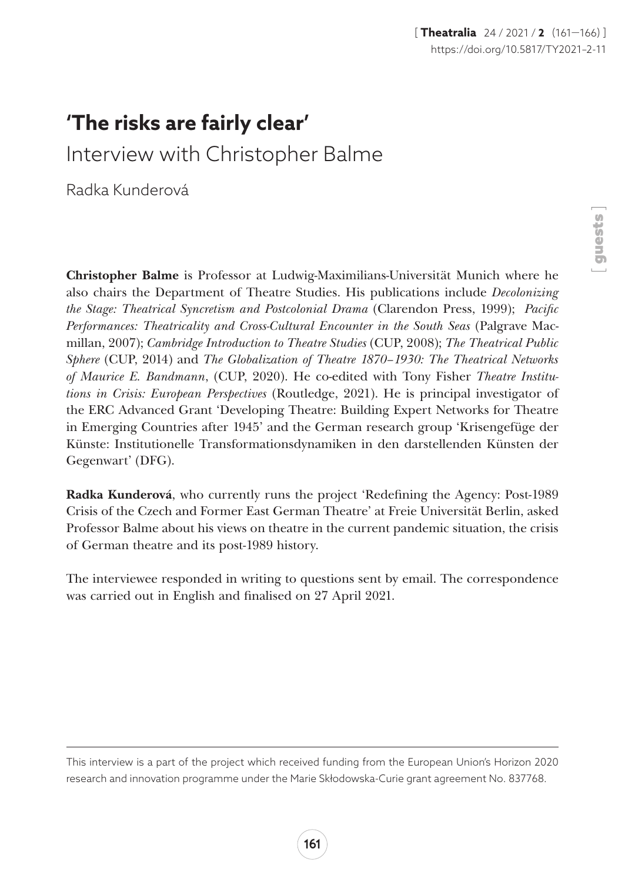# 'The risks are fairly clear'

## Interview with Christopher Balme

Radka Kunderová

**Christopher Balme** is Professor at Ludwig-Maximilians-Universität Munich where he also chairs the Department of Theatre Studies. His publications include *Decolonizing the Stage: Theatrical Syncretism and Postcolonial Drama* (Clarendon Press, 1999); *Pacific Performances: Theatricality and Cross-Cultural Encounter in the South Seas* (Palgrave Macmillan, 2007); *Cambridge Introduction to Theatre Studies* (CUP, 2008); *The Theatrical Public Sphere* (CUP, 2014) and *The Globalization of Theatre 1870–1930: The Theatrical Networks of Maurice E. Bandmann*, (CUP, 2020). He co-edited with Tony Fisher *Theatre Institutions in Crisis: European Perspectives* (Routledge, 2021). He is principal investigator of the ERC Advanced Grant 'Developing Theatre: Building Expert Networks for Theatre in Emerging Countries after 1945' and the German research group 'Krisengefüge der Künste: Institutionelle Transformationsdynamiken in den darstellenden Künsten der Gegenwart' (DFG).

**Radka Kunderová**, who currently runs the project 'Redefining the Agency: Post-1989 Crisis of the Czech and Former East German Theatre' at Freie Universität Berlin, asked Professor Balme about his views on theatre in the current pandemic situation, the crisis of German theatre and its post-1989 history.

The interviewee responded in writing to questions sent by email. The correspondence was carried out in English and finalised on 27 April 2021.

---

This interview is a part of the project which received funding from the European Union's Horizon 2020 research and innovation programme under the Marie Skłodowska-Curie grant agreement No. 837768.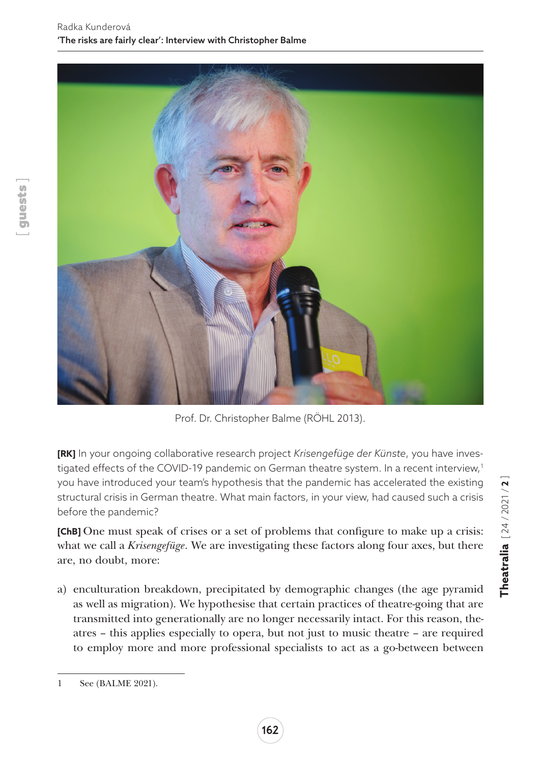Prof. Dr. Christopher Balme (RÖHL 2013).

**[RK]** In your ongoing collaborative research project *Krisengefüge der Künste*, you have investigated effects of the COVID-19 pandemic on German theatre system. In a recent interview,[1] you have introduced your team's hypothesis that the pandemic has accelerated the existing structural crisis in German theatre. What main factors, in your view, had caused such a crisis before the pandemic?

**[ChB]** One must speak of crises or a set of problems that configure to make up a crisis: what we call a *Krisengefüge*. We are investigating these factors along four axes, but there are, no doubt, more:

a) enculturation breakdown, precipitated by demographic changes (the age pyramid as well as migration). We hypothesise that certain practices of theatre-going that are transmitted into generationally are no longer necessarily intact. For this reason, theatres – this applies especially to opera, but not just to music theatre – are required to employ more and more professional specialists to act as a go-between between

1 See (BALME 2021).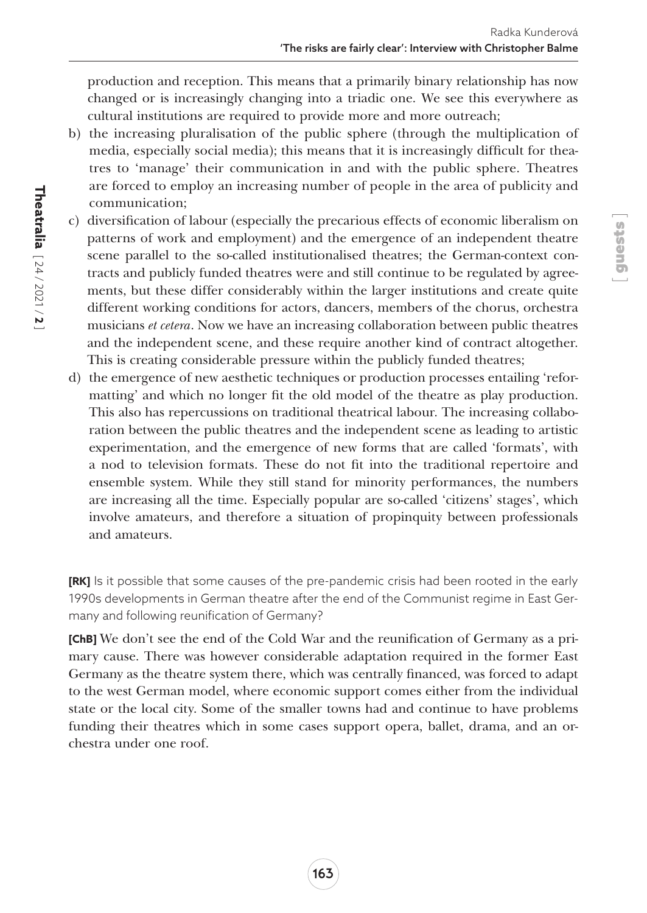production and reception. This means that a primarily binary relationship has now changed or is increasingly changing into a triadic one. We see this everywhere as cultural institutions are required to provide more and more outreach;

b) the increasing pluralisation of the public sphere (through the multiplication of media, especially social media); this means that it is increasingly difficult for theatres to 'manage' their communication in and with the public sphere. Theatres are forced to employ an increasing number of people in the area of publicity and communication;
c) diversification of labour (especially the precarious effects of economic liberalism on patterns of work and employment) and the emergence of an independent theatre scene parallel to the so-called institutionalised theatres; the German-context contracts and publicly funded theatres were and still continue to be regulated by agreements, but these differ considerably within the larger institutions and create quite different working conditions for actors, dancers, members of the chorus, orchestra musicians *et cetera*. Now we have an increasing collaboration between public theatres and the independent scene, and these require another kind of contract altogether. This is creating considerable pressure within the publicly funded theatres;
d) the emergence of new aesthetic techniques or production processes entailing 'reformatting' and which no longer fit the old model of the theatre as play production. This also has repercussions on traditional theatrical labour. The increasing collaboration between the public theatres and the independent scene as leading to artistic experimentation, and the emergence of new forms that are called 'formats', with a nod to television formats. These do not fit into the traditional repertoire and ensemble system. While they still stand for minority performances, the numbers are increasing all the time. Especially popular are so-called 'citizens' stages', which involve amateurs, and therefore a situation of propinquity between professionals and amateurs.

**[RK]** Is it possible that some causes of the pre-pandemic crisis had been rooted in the early 1990s developments in German theatre after the end of the Communist regime in East Germany and following reunification of Germany?

**[ChB]** We don't see the end of the Cold War and the reunification of Germany as a primary cause. There was however considerable adaptation required in the former East Germany as the theatre system there, which was centrally financed, was forced to adapt to the west German model, where economic support comes either from the individual state or the local city. Some of the smaller towns had and continue to have problems funding their theatres which in some cases support opera, ballet, drama, and an orchestra under one roof.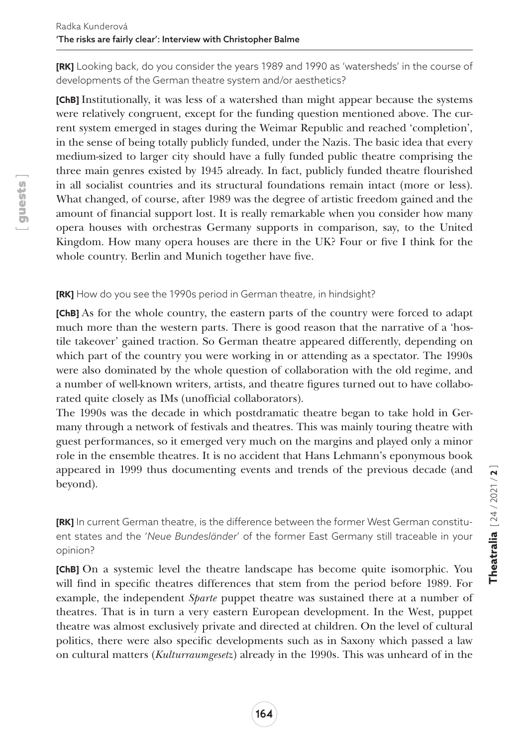**[RK]** Looking back, do you consider the years 1989 and 1990 as 'watersheds' in the course of developments of the German theatre system and/or aesthetics?

**[ChB]** Institutionally, it was less of a watershed than might appear because the systems were relatively congruent, except for the funding question mentioned above. The current system emerged in stages during the Weimar Republic and reached 'completion', in the sense of being totally publicly funded, under the Nazis. The basic idea that every medium-sized to larger city should have a fully funded public theatre comprising the three main genres existed by 1945 already. In fact, publicly funded theatre flourished in all socialist countries and its structural foundations remain intact (more or less). What changed, of course, after 1989 was the degree of artistic freedom gained and the amount of financial support lost. It is really remarkable when you consider how many opera houses with orchestras Germany supports in comparison, say, to the United Kingdom. How many opera houses are there in the UK? Four or five I think for the whole country. Berlin and Munich together have five.

**[RK]** How do you see the 1990s period in German theatre, in hindsight?

**[ChB]** As for the whole country, the eastern parts of the country were forced to adapt much more than the western parts. There is good reason that the narrative of a 'hostile takeover' gained traction. So German theatre appeared differently, depending on which part of the country you were working in or attending as a spectator. The 1990s were also dominated by the whole question of collaboration with the old regime, and a number of well-known writers, artists, and theatre figures turned out to have collaborated quite closely as IMs (unofficial collaborators).

The 1990s was the decade in which postdramatic theatre began to take hold in Germany through a network of festivals and theatres. This was mainly touring theatre with guest performances, so it emerged very much on the margins and played only a minor role in the ensemble theatres. It is no accident that Hans Lehmann's eponymous book appeared in 1999 thus documenting events and trends of the previous decade (and beyond).

**[RK]** In current German theatre, is the difference between the former West German constituent states and the '*Neue Bundesländer*' of the former East Germany still traceable in your opinion?

**[ChB]** On a systemic level the theatre landscape has become quite isomorphic. You will find in specific theatres differences that stem from the period before 1989. For example, the independent *Sparte* puppet theatre was sustained there at a number of theatres. That is in turn a very eastern European development. In the West, puppet theatre was almost exclusively private and directed at children. On the level of cultural politics, there were also specific developments such as in Saxony which passed a law on cultural matters (*Kulturraumgesetz*) already in the 1990s. This was unheard of in the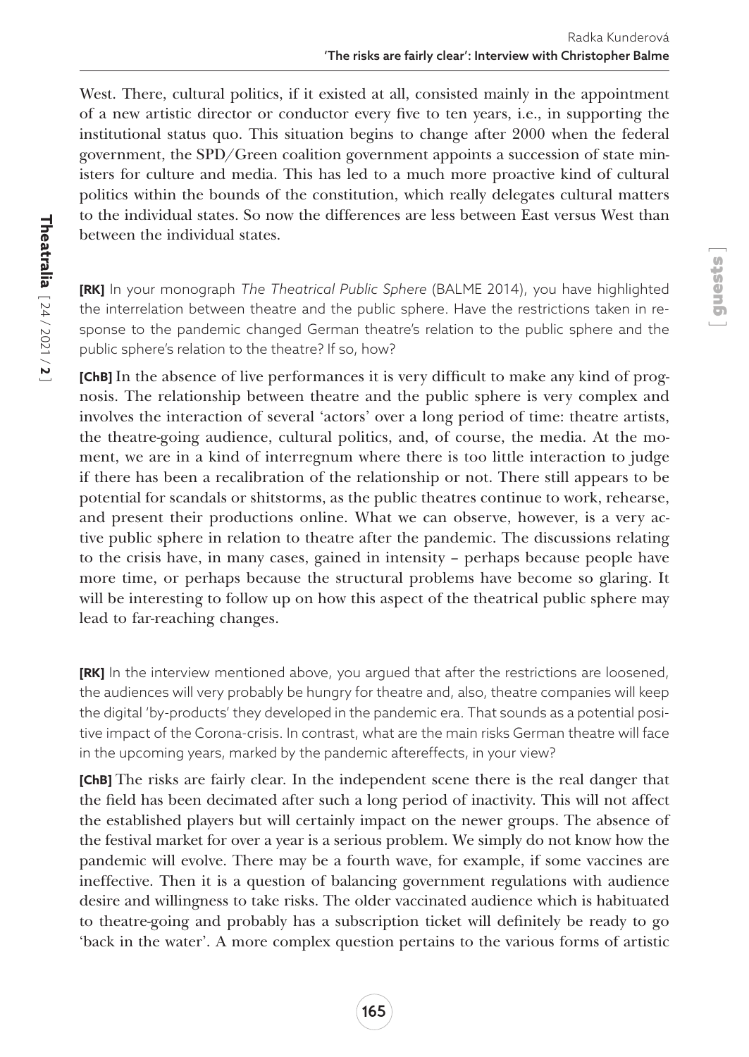West. There, cultural politics, if it existed at all, consisted mainly in the appointment of a new artistic director or conductor every five to ten years, i.e., in supporting the institutional status quo. This situation begins to change after 2000 when the federal government, the SPD/Green coalition government appoints a succession of state ministers for culture and media. This has led to a much more proactive kind of cultural politics within the bounds of the constitution, which really delegates cultural matters to the individual states. So now the differences are less between East versus West than between the individual states.

**[RK]** In your monograph *The Theatrical Public Sphere* (BALME 2014), you have highlighted the interrelation between theatre and the public sphere. Have the restrictions taken in response to the pandemic changed German theatre's relation to the public sphere and the public sphere's relation to the theatre? If so, how?

**[ChB]** In the absence of live performances it is very difficult to make any kind of prognosis. The relationship between theatre and the public sphere is very complex and involves the interaction of several 'actors' over a long period of time: theatre artists, the theatre-going audience, cultural politics, and, of course, the media. At the moment, we are in a kind of interregnum where there is too little interaction to judge if there has been a recalibration of the relationship or not. There still appears to be potential for scandals or shitstorms, as the public theatres continue to work, rehearse, and present their productions online. What we can observe, however, is a very active public sphere in relation to theatre after the pandemic. The discussions relating to the crisis have, in many cases, gained in intensity – perhaps because people have more time, or perhaps because the structural problems have become so glaring. It will be interesting to follow up on how this aspect of the theatrical public sphere may lead to far-reaching changes.

**[RK]** In the interview mentioned above, you argued that after the restrictions are loosened, the audiences will very probably be hungry for theatre and, also, theatre companies will keep the digital 'by-products' they developed in the pandemic era. That sounds as a potential positive impact of the Corona-crisis. In contrast, what are the main risks German theatre will face in the upcoming years, marked by the pandemic aftereffects, in your view?

**[ChB]** The risks are fairly clear. In the independent scene there is the real danger that the field has been decimated after such a long period of inactivity. This will not affect the established players but will certainly impact on the newer groups. The absence of the festival market for over a year is a serious problem. We simply do not know how the pandemic will evolve. There may be a fourth wave, for example, if some vaccines are ineffective. Then it is a question of balancing government regulations with audience desire and willingness to take risks. The older vaccinated audience which is habituated to theatre-going and probably has a subscription ticket will definitely be ready to go 'back in the water'. A more complex question pertains to the various forms of artistic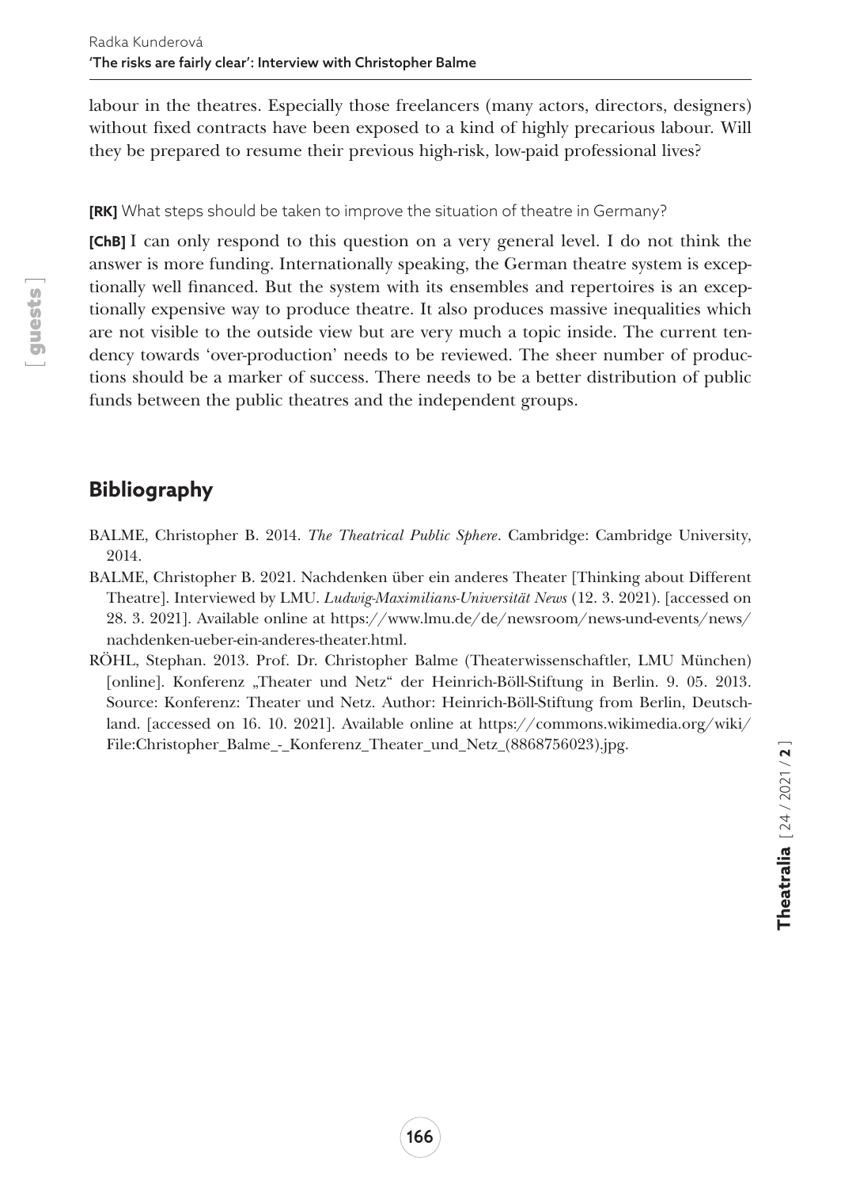labour in the theatres. Especially those freelancers (many actors, directors, designers) without fixed contracts have been exposed to a kind of highly precarious labour. Will they be prepared to resume their previous high-risk, low-paid professional lives?

**[RK]** What steps should be taken to improve the situation of theatre in Germany?

**[ChB]** I can only respond to this question on a very general level. I do not think the answer is more funding. Internationally speaking, the German theatre system is exceptionally well financed. But the system with its ensembles and repertoires is an exceptionally expensive way to produce theatre. It also produces massive inequalities which are not visible to the outside view but are very much a topic inside. The current tendency towards 'over-production' needs to be reviewed. The sheer number of productions should be a marker of success. There needs to be a better distribution of public funds between the public theatres and the independent groups.

## Bibliography

BALME, Christopher B. 2014. *The Theatrical Public Sphere*. Cambridge: Cambridge University, 2014.

BALME, Christopher B. 2021. Nachdenken über ein anderes Theater [Thinking about Different Theatre]. Interviewed by LMU. *Ludwig-Maximilians-Universität News* (12. 3. 2021). [accessed on 28. 3. 2021]. Available online at https://www.lmu.de/de/newsroom/news-und-events/news/nachdenken-ueber-ein-anderes-theater.html.

RÖHL, Stephan. 2013. Prof. Dr. Christopher Balme (Theaterwissenschaftler, LMU München) [online]. Konferenz „Theater und Netz" der Heinrich-Böll-Stiftung in Berlin. 9. 05. 2013. Source: Konferenz: Theater und Netz. Author: Heinrich-Böll-Stiftung from Berlin, Deutschland. [accessed on 16. 10. 2021]. Available online at https://commons.wikimedia.org/wiki/File:Christopher_Balme_-_Konferenz_Theater_und_Netz_(8868756023).jpg.